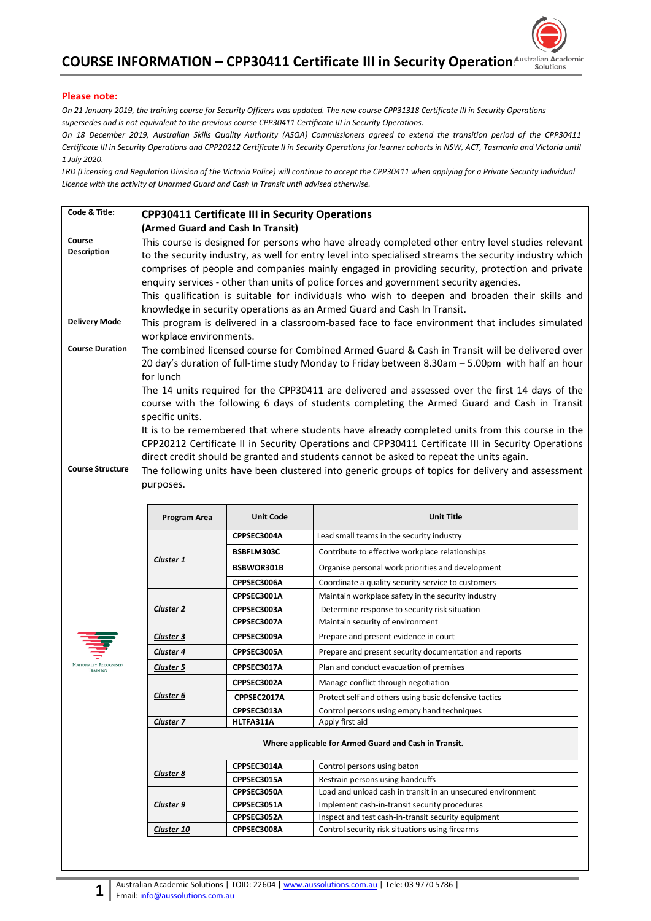# COURSE INFORMATION – CPP30411 Certificate III in Security Operations

**Please note:**

*On 21 January 2019, the training course for Security Officers was updated. The new course CPP31318 Certificate III in Security Operations supersedes and is not equivalent to the previous course CPP30411 Certificate III in Security Operations.*

*On 18 December 2019, Australian Skills Quality Authority (ASQA) Commissioners agreed to extend the transition period of the CPP30411 Certificate III in Security Operations and CPP20212 Certificate II in Security Operations for learner cohorts in NSW, ACT, Tasmania and Victoria until 1 July 2020.*

*LRD (Licensing and Regulation Division of the Victoria Police) will continue to accept the CPP30411 when applying for a Private Security Individual Licence with the activity of Unarmed Guard and Cash In Transit until advised otherwise.*

| | |
|---|---|
| **Code & Title:** | **CPP30411 Certificate III in Security Operations (Armed Guard and Cash In Transit)** |
| **Course Description** | This course is designed for persons who have already completed other entry level studies relevant to the security industry, as well for entry level into specialised streams the security industry which comprises of people and companies mainly engaged in providing security, protection and private enquiry services - other than units of police forces and government security agencies.<br>This qualification is suitable for individuals who wish to deepen and broaden their skills and knowledge in security operations as an Armed Guard and Cash In Transit. |
| **Delivery Mode** | This program is delivered in a classroom-based face to face environment that includes simulated workplace environments. |
| **Course Duration** | The combined licensed course for Combined Armed Guard & Cash in Transit will be delivered over 20 day's duration of full-time study Monday to Friday between 8.30am – 5.00pm with half an hour for lunch<br>The 14 units required for the CPP30411 are delivered and assessed over the first 14 days of the course with the following 6 days of students completing the Armed Guard and Cash in Transit specific units.<br>It is to be remembered that where students have already completed units from this course in the CPP20212 Certificate II in Security Operations and CPP30411 Certificate III in Security Operations direct credit should be granted and students cannot be asked to repeat the units again. |
| **Course Structure** | The following units have been clustered into generic groups of topics for delivery and assessment purposes. |

Nationally Recognised Training

| Program Area | Unit Code | Unit Title |
|---|---|---|
| ***Cluster 1*** | CPPSEC3004A | Lead small teams in the security industry |
| | BSBFLM303C | Contribute to effective workplace relationships |
| | BSBWOR301B | Organise personal work priorities and development |
| | CPPSEC3006A | Coordinate a quality security service to customers |
| ***Cluster 2*** | CPPSEC3001A | Maintain workplace safety in the security industry |
| | CPPSEC3003A | Determine response to security risk situation |
| | CPPSEC3007A | Maintain security of environment |
| ***Cluster 3*** | CPPSEC3009A | Prepare and present evidence in court |
| ***Cluster 4*** | CPPSEC3005A | Prepare and present security documentation and reports |
| ***Cluster 5*** | CPPSEC3017A | Plan and conduct evacuation of premises |
| ***Cluster 6*** | CPPSEC3002A | Manage conflict through negotiation |
| | CPPSEC2017A | Protect self and others using basic defensive tactics |
| | CPPSEC3013A | Control persons using empty hand techniques |
| ***Cluster 7*** | HLTFA311A | Apply first aid |
| **Where applicable for Armed Guard and Cash in Transit.** | | |
| ***Cluster 8*** | CPPSEC3014A | Control persons using baton |
| | CPPSEC3015A | Restrain persons using handcuffs |
| ***Cluster 9*** | CPPSEC3050A | Load and unload cash in transit in an unsecured environment |
| | CPPSEC3051A | Implement cash-in-transit security procedures |
| | CPPSEC3052A | Inspect and test cash-in-transit security equipment |
| ***Cluster 10*** | CPPSEC3008A | Control security risk situations using firearms |

Australian Academic Solutions | TOID: 22604 | www.aussolutions.com.au | Tele: 03 9770 5786 | Email: info@aussolutions.com.au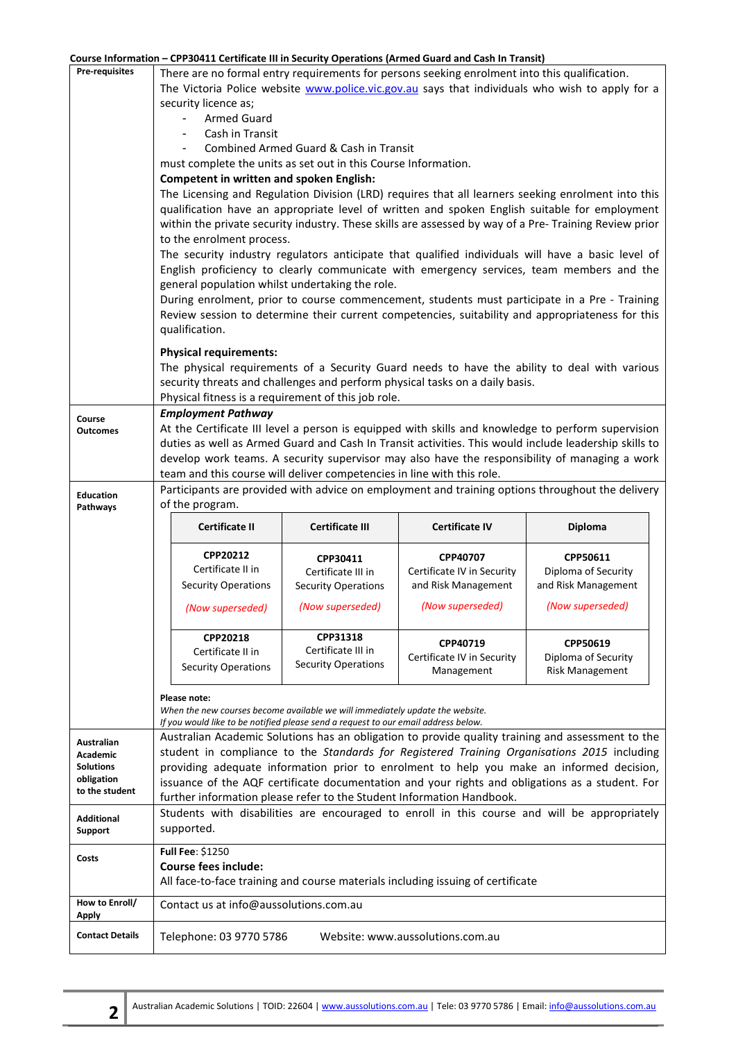**Course Information – CPP30411 Certificate III in Security Operations (Armed Guard and Cash In Transit)**

| | |
|---|---|
| **Pre-requisites** | There are no formal entry requirements for persons seeking enrolment into this qualification.<br>The Victoria Police website www.police.vic.gov.au says that individuals who wish to apply for a security licence as;<br>- Armed Guard<br>- Cash in Transit<br>- Combined Armed Guard & Cash in Transit<br>must complete the units as set out in this Course Information.<br>**Competent in written and spoken English:**<br>The Licensing and Regulation Division (LRD) requires that all learners seeking enrolment into this qualification have an appropriate level of written and spoken English suitable for employment within the private security industry. These skills are assessed by way of a Pre- Training Review prior to the enrolment process.<br>The security industry regulators anticipate that qualified individuals will have a basic level of English proficiency to clearly communicate with emergency services, team members and the general population whilst undertaking the role.<br>During enrolment, prior to course commencement, students must participate in a Pre - Training Review session to determine their current competencies, suitability and appropriateness for this qualification.<br>**Physical requirements:**<br>The physical requirements of a Security Guard needs to have the ability to deal with various security threats and challenges and perform physical tasks on a daily basis.<br>Physical fitness is a requirement of this job role. |
| **Course Outcomes** | ***Employment Pathway***<br>At the Certificate III level a person is equipped with skills and knowledge to perform supervision duties as well as Armed Guard and Cash In Transit activities. This would include leadership skills to develop work teams. A security supervisor may also have the responsibility of managing a work team and this course will deliver competencies in line with this role. |
| **Education Pathways** | Participants are provided with advice on employment and training options throughout the delivery of the program. |

| Certificate II | Certificate III | Certificate IV | Diploma |
|---|---|---|---|
| **CPP20212** Certificate II in Security Operations *(Now superseded)* | **CPP30411** Certificate III in Security Operations *(Now superseded)* | **CPP40707** Certificate IV in Security and Risk Management *(Now superseded)* | **CPP50611** Diploma of Security and Risk Management *(Now superseded)* |
| **CPP20218** Certificate II in Security Operations | **CPP31318** Certificate III in Security Operations | **CPP40719** Certificate IV in Security Management | **CPP50619** Diploma of Security Risk Management |

**Please note:**
*When the new courses become available we will immediately update the website.*
*If you would like to be notified please send a request to our email address below.*

| | |
|---|---|
| **Australian Academic Solutions obligation to the student** | Australian Academic Solutions has an obligation to provide quality training and assessment to the student in compliance to the *Standards for Registered Training Organisations 2015* including providing adequate information prior to enrolment to help you make an informed decision, issuance of the AQF certificate documentation and your rights and obligations as a student. For further information please refer to the Student Information Handbook. |
| **Additional Support** | Students with disabilities are encouraged to enroll in this course and will be appropriately supported. |
| **Costs** | **Full Fee**: $1250<br>**Course fees include:**<br>All face-to-face training and course materials including issuing of certificate |
| **How to Enroll/ Apply** | Contact us at info@aussolutions.com.au |
| **Contact Details** | Telephone: 03 9770 5786 Website: www.aussolutions.com.au |